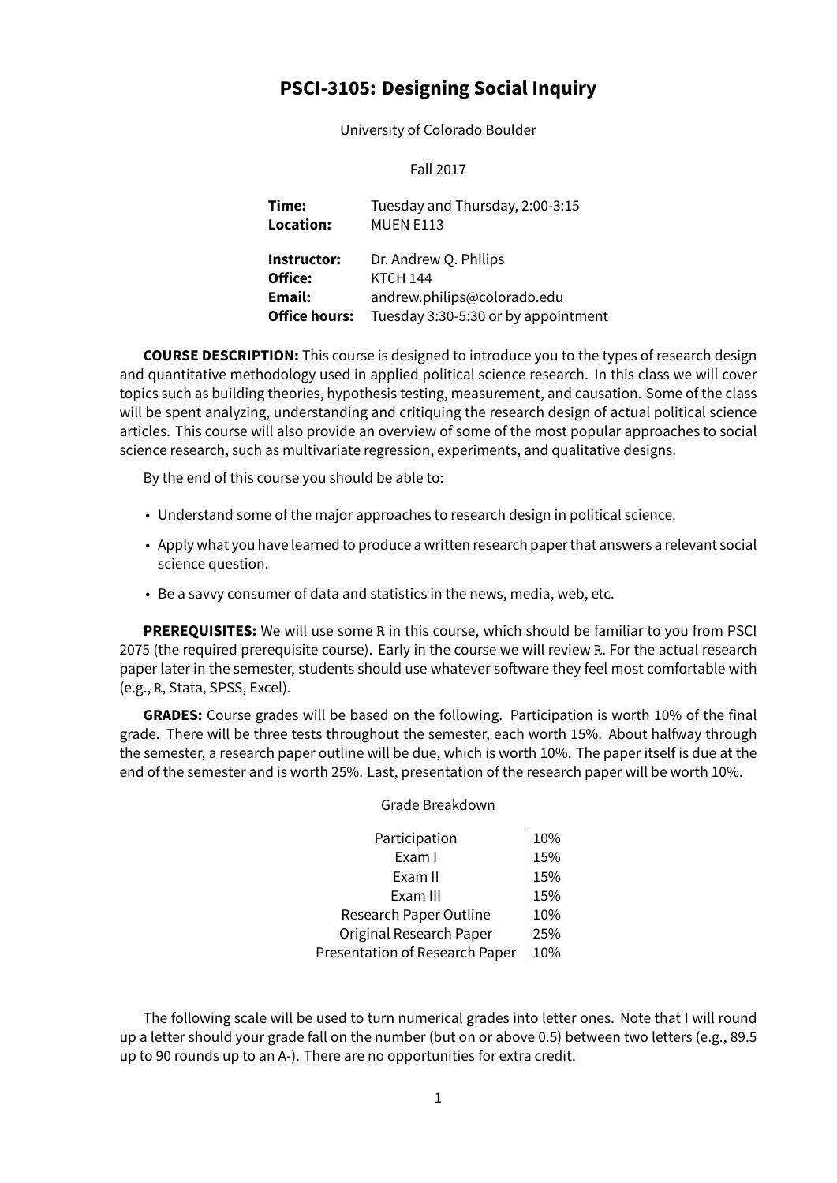# PSCI-3105: Designing Social Inquiry

University of Colorado Boulder

Fall 2017

| | |
|---|---|
| **Time:** | Tuesday and Thursday, 2:00-3:15 |
| **Location:** | MUEN E113 |
| **Instructor:** | Dr. Andrew Q. Philips |
| **Office:** | KTCH 144 |
| **Email:** | andrew.philips@colorado.edu |
| **Office hours:** | Tuesday 3:30-5:30 or by appointment |

**COURSE DESCRIPTION:** This course is designed to introduce you to the types of research design and quantitative methodology used in applied political science research. In this class we will cover topics such as building theories, hypothesis testing, measurement, and causation. Some of the class will be spent analyzing, understanding and critiquing the research design of actual political science articles. This course will also provide an overview of some of the most popular approaches to social science research, such as multivariate regression, experiments, and qualitative designs.

By the end of this course you should be able to:

- Understand some of the major approaches to research design in political science.
- Apply what you have learned to produce a written research paper that answers a relevant social science question.
- Be a savvy consumer of data and statistics in the news, media, web, etc.

**PREREQUISITES:** We will use some R in this course, which should be familiar to you from PSCI 2075 (the required prerequisite course). Early in the course we will review R. For the actual research paper later in the semester, students should use whatever software they feel most comfortable with (e.g., R, Stata, SPSS, Excel).

**GRADES:** Course grades will be based on the following. Participation is worth 10% of the final grade. There will be three tests throughout the semester, each worth 15%. About halfway through the semester, a research paper outline will be due, which is worth 10%. The paper itself is due at the end of the semester and is worth 25%. Last, presentation of the research paper will be worth 10%.

Grade Breakdown

| Component | Weight |
|---|---|
| Participation | 10% |
| Exam I | 15% |
| Exam II | 15% |
| Exam III | 15% |
| Research Paper Outline | 10% |
| Original Research Paper | 25% |
| Presentation of Research Paper | 10% |

The following scale will be used to turn numerical grades into letter ones. Note that I will round up a letter should your grade fall on the number (but on or above 0.5) between two letters (e.g., 89.5 up to 90 rounds up to an A-). There are no opportunities for extra credit.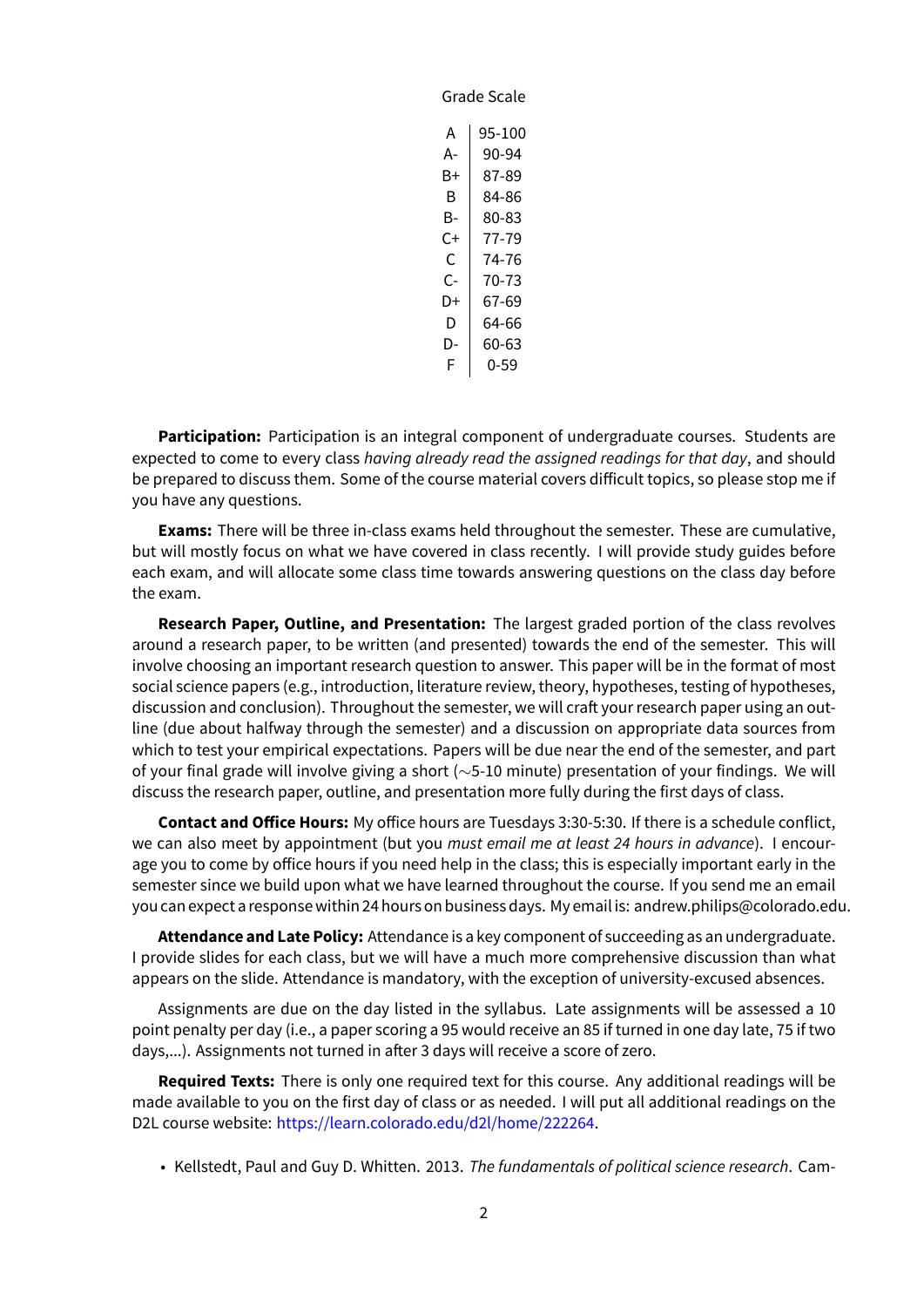Grade Scale

| | |
|---|---|
| A | 95-100 |
| A- | 90-94 |
| B+ | 87-89 |
| B | 84-86 |
| B- | 80-83 |
| C+ | 77-79 |
| C | 74-76 |
| C- | 70-73 |
| D+ | 67-69 |
| D | 64-66 |
| D- | 60-63 |
| F | 0-59 |

**Participation:** Participation is an integral component of undergraduate courses. Students are expected to come to every class *having already read the assigned readings for that day*, and should be prepared to discuss them. Some of the course material covers difficult topics, so please stop me if you have any questions.

**Exams:** There will be three in-class exams held throughout the semester. These are cumulative, but will mostly focus on what we have covered in class recently. I will provide study guides before each exam, and will allocate some class time towards answering questions on the class day before the exam.

**Research Paper, Outline, and Presentation:** The largest graded portion of the class revolves around a research paper, to be written (and presented) towards the end of the semester. This will involve choosing an important research question to answer. This paper will be in the format of most social science papers (e.g., introduction, literature review, theory, hypotheses, testing of hypotheses, discussion and conclusion). Throughout the semester, we will craft your research paper using an outline (due about halfway through the semester) and a discussion on appropriate data sources from which to test your empirical expectations. Papers will be due near the end of the semester, and part of your final grade will involve giving a short (∼5-10 minute) presentation of your findings. We will discuss the research paper, outline, and presentation more fully during the first days of class.

**Contact and Office Hours:** My office hours are Tuesdays 3:30-5:30. If there is a schedule conflict, we can also meet by appointment (but you *must email me at least 24 hours in advance*). I encourage you to come by office hours if you need help in the class; this is especially important early in the semester since we build upon what we have learned throughout the course. If you send me an email you can expect a response within 24 hours on business days. My email is: andrew.philips@colorado.edu.

**Attendance and Late Policy:** Attendance is a key component of succeeding as an undergraduate. I provide slides for each class, but we will have a much more comprehensive discussion than what appears on the slide. Attendance is mandatory, with the exception of university-excused absences.

Assignments are due on the day listed in the syllabus. Late assignments will be assessed a 10 point penalty per day (i.e., a paper scoring a 95 would receive an 85 if turned in one day late, 75 if two days,...). Assignments not turned in after 3 days will receive a score of zero.

**Required Texts:** There is only one required text for this course. Any additional readings will be made available to you on the first day of class or as needed. I will put all additional readings on the D2L course website: https://learn.colorado.edu/d2l/home/222264.

- Kellstedt, Paul and Guy D. Whitten. 2013. *The fundamentals of political science research*. Cam-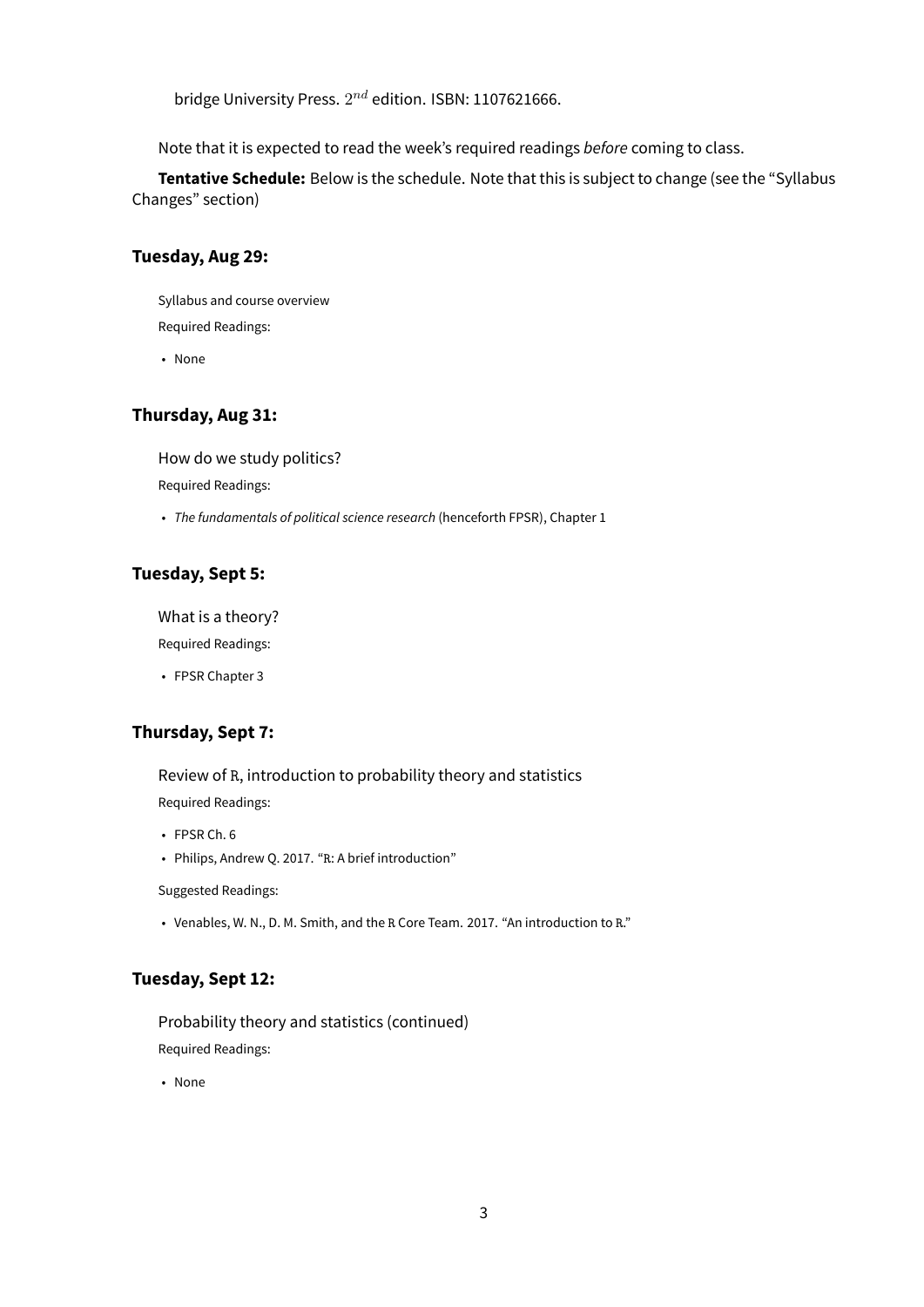bridge University Press. $2^{nd}$ edition. ISBN: 1107621666.

Note that it is expected to read the week's required readings *before* coming to class.

**Tentative Schedule:** Below is the schedule. Note that this is subject to change (see the "Syllabus Changes" section)

### Tuesday, Aug 29:

Syllabus and course overview

Required Readings:

- None

### Thursday, Aug 31:

How do we study politics?

Required Readings:

- *The fundamentals of political science research* (henceforth FPSR), Chapter 1

### Tuesday, Sept 5:

What is a theory?

Required Readings:

- FPSR Chapter 3

### Thursday, Sept 7:

Review of R, introduction to probability theory and statistics

Required Readings:

- FPSR Ch. 6
- Philips, Andrew Q. 2017. "R: A brief introduction"

Suggested Readings:

- Venables, W. N., D. M. Smith, and the R Core Team. 2017. "An introduction to R."

### Tuesday, Sept 12:

Probability theory and statistics (continued)

Required Readings:

- None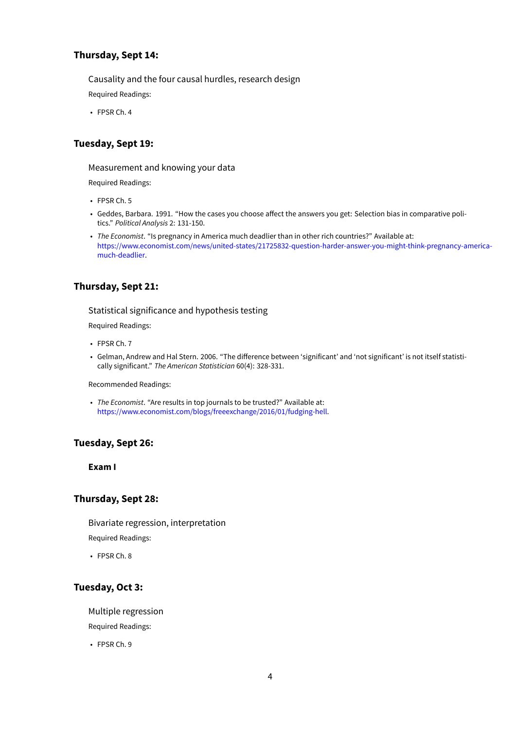### Thursday, Sept 14:

Causality and the four causal hurdles, research design

Required Readings:

- FPSR Ch. 4

### Tuesday, Sept 19:

Measurement and knowing your data

Required Readings:

- FPSR Ch. 5
- Geddes, Barbara. 1991. "How the cases you choose affect the answers you get: Selection bias in comparative politics." *Political Analysis* 2: 131-150.
- *The Economist*. "Is pregnancy in America much deadlier than in other rich countries?" Available at: https://www.economist.com/news/united-states/21725832-question-harder-answer-you-might-think-pregnancy-america-much-deadlier.

### Thursday, Sept 21:

Statistical significance and hypothesis testing

Required Readings:

- FPSR Ch. 7
- Gelman, Andrew and Hal Stern. 2006. "The difference between 'significant' and 'not significant' is not itself statistically significant." *The American Statistician* 60(4): 328-331.

Recommended Readings:

- *The Economist*. "Are results in top journals to be trusted?" Available at: https://www.economist.com/blogs/freeexchange/2016/01/fudging-hell.

### Tuesday, Sept 26:

**Exam I**

### Thursday, Sept 28:

Bivariate regression, interpretation

Required Readings:

- FPSR Ch. 8

### Tuesday, Oct 3:

Multiple regression

Required Readings:

- FPSR Ch. 9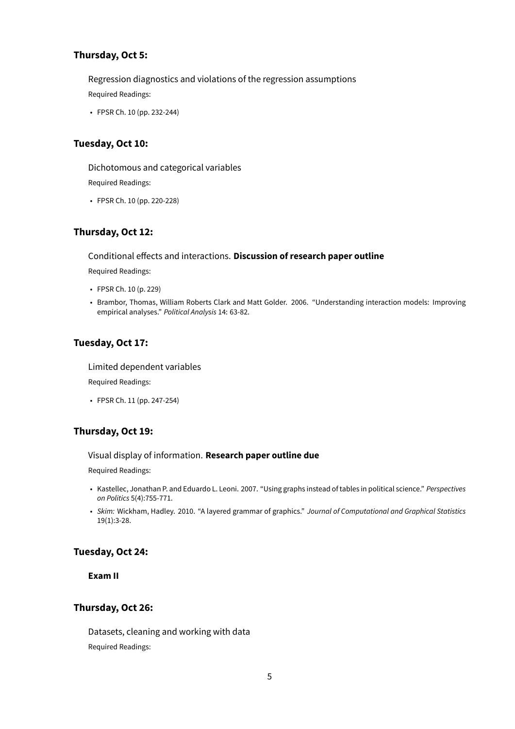### Thursday, Oct 5:

Regression diagnostics and violations of the regression assumptions

Required Readings:

- FPSR Ch. 10 (pp. 232-244)

### Tuesday, Oct 10:

Dichotomous and categorical variables

Required Readings:

- FPSR Ch. 10 (pp. 220-228)

### Thursday, Oct 12:

Conditional effects and interactions. **Discussion of research paper outline**

Required Readings:

- FPSR Ch. 10 (p. 229)
- Brambor, Thomas, William Roberts Clark and Matt Golder. 2006. "Understanding interaction models: Improving empirical analyses." *Political Analysis* 14: 63-82.

### Tuesday, Oct 17:

Limited dependent variables

Required Readings:

- FPSR Ch. 11 (pp. 247-254)

### Thursday, Oct 19:

Visual display of information. **Research paper outline due**

Required Readings:

- Kastellec, Jonathan P. and Eduardo L. Leoni. 2007. "Using graphs instead of tables in political science." *Perspectives on Politics* 5(4):755-771.
- *Skim:* Wickham, Hadley. 2010. "A layered grammar of graphics." *Journal of Computational and Graphical Statistics* 19(1):3-28.

### Tuesday, Oct 24:

**Exam II**

### Thursday, Oct 26:

Datasets, cleaning and working with data

Required Readings: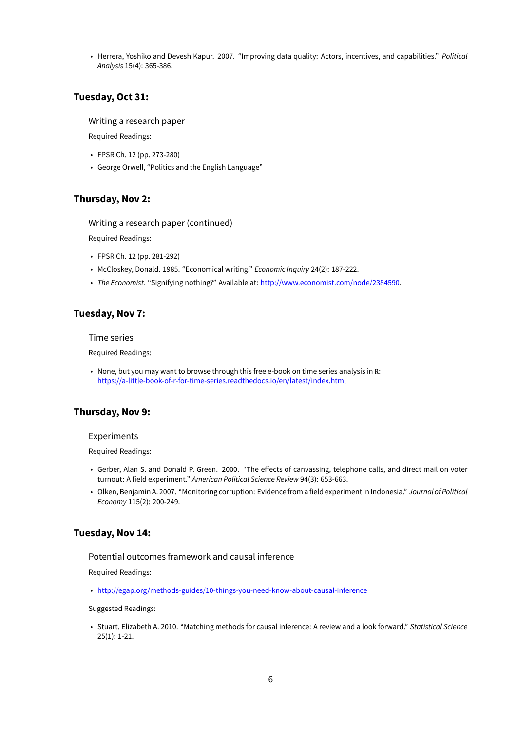- Herrera, Yoshiko and Devesh Kapur. 2007. "Improving data quality: Actors, incentives, and capabilities." *Political Analysis* 15(4): 365-386.

## Tuesday, Oct 31:

Writing a research paper

Required Readings:

- FPSR Ch. 12 (pp. 273-280)
- George Orwell, "Politics and the English Language"

## Thursday, Nov 2:

Writing a research paper (continued)

Required Readings:

- FPSR Ch. 12 (pp. 281-292)
- McCloskey, Donald. 1985. "Economical writing." *Economic Inquiry* 24(2): 187-222.
- *The Economist*. "Signifying nothing?" Available at: http://www.economist.com/node/2384590.

## Tuesday, Nov 7:

Time series

Required Readings:

- None, but you may want to browse through this free e-book on time series analysis in R: https://a-little-book-of-r-for-time-series.readthedocs.io/en/latest/index.html

## Thursday, Nov 9:

Experiments

Required Readings:

- Gerber, Alan S. and Donald P. Green. 2000. "The effects of canvassing, telephone calls, and direct mail on voter turnout: A field experiment." *American Political Science Review* 94(3): 653-663.
- Olken, Benjamin A. 2007. "Monitoring corruption: Evidence from a field experiment in Indonesia." *Journal of Political Economy* 115(2): 200-249.

## Tuesday, Nov 14:

Potential outcomes framework and causal inference

Required Readings:

- http://egap.org/methods-guides/10-things-you-need-know-about-causal-inference

Suggested Readings:

- Stuart, Elizabeth A. 2010. "Matching methods for causal inference: A review and a look forward." *Statistical Science* 25(1): 1-21.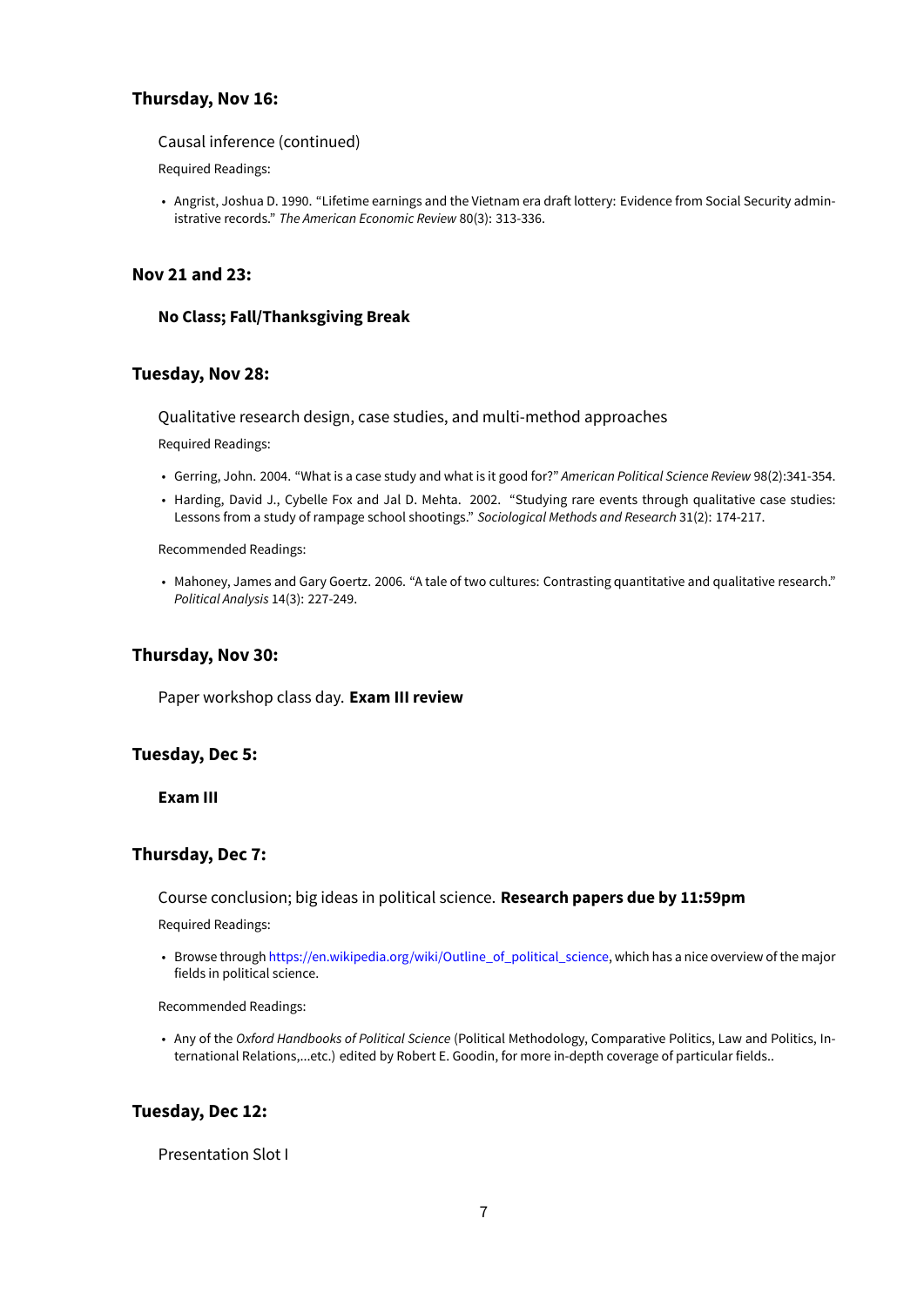### Thursday, Nov 16:

Causal inference (continued)

Required Readings:

- Angrist, Joshua D. 1990. "Lifetime earnings and the Vietnam era draft lottery: Evidence from Social Security administrative records." *The American Economic Review* 80(3): 313-336.

### Nov 21 and 23:

**No Class; Fall/Thanksgiving Break**

### Tuesday, Nov 28:

Qualitative research design, case studies, and multi-method approaches

Required Readings:

- Gerring, John. 2004. "What is a case study and what is it good for?" *American Political Science Review* 98(2):341-354.
- Harding, David J., Cybelle Fox and Jal D. Mehta. 2002. "Studying rare events through qualitative case studies: Lessons from a study of rampage school shootings." *Sociological Methods and Research* 31(2): 174-217.

Recommended Readings:

- Mahoney, James and Gary Goertz. 2006. "A tale of two cultures: Contrasting quantitative and qualitative research." *Political Analysis* 14(3): 227-249.

### Thursday, Nov 30:

Paper workshop class day. **Exam III review**

### Tuesday, Dec 5:

**Exam III**

### Thursday, Dec 7:

Course conclusion; big ideas in political science. **Research papers due by 11:59pm**

Required Readings:

- Browse through https://en.wikipedia.org/wiki/Outline_of_political_science, which has a nice overview of the major fields in political science.

Recommended Readings:

- Any of the *Oxford Handbooks of Political Science* (Political Methodology, Comparative Politics, Law and Politics, International Relations,...etc.) edited by Robert E. Goodin, for more in-depth coverage of particular fields..

### Tuesday, Dec 12:

Presentation Slot I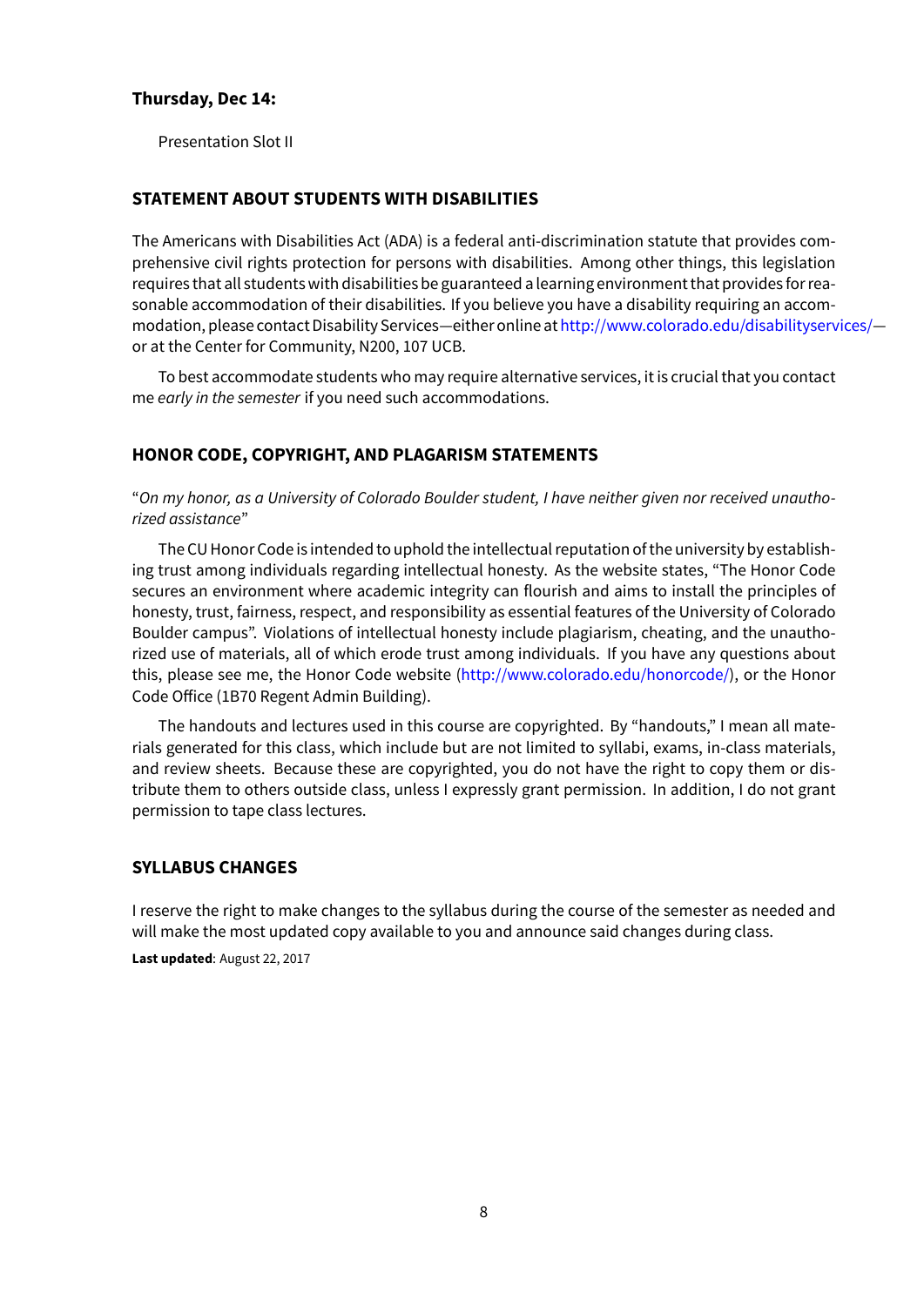**Thursday, Dec 14:**

Presentation Slot II

## STATEMENT ABOUT STUDENTS WITH DISABILITIES

The Americans with Disabilities Act (ADA) is a federal anti-discrimination statute that provides comprehensive civil rights protection for persons with disabilities. Among other things, this legislation requires that all students with disabilities be guaranteed a learning environment that provides for reasonable accommodation of their disabilities. If you believe you have a disability requiring an accommodation, please contact Disability Services—either online at http://www.colorado.edu/disabilityservices/—or at the Center for Community, N200, 107 UCB.

To best accommodate students who may require alternative services, it is crucial that you contact me *early in the semester* if you need such accommodations.

## HONOR CODE, COPYRIGHT, AND PLAGARISM STATEMENTS

"*On my honor, as a University of Colorado Boulder student, I have neither given nor received unauthorized assistance*"

The CU Honor Code is intended to uphold the intellectual reputation of the university by establishing trust among individuals regarding intellectual honesty. As the website states, "The Honor Code secures an environment where academic integrity can flourish and aims to install the principles of honesty, trust, fairness, respect, and responsibility as essential features of the University of Colorado Boulder campus". Violations of intellectual honesty include plagiarism, cheating, and the unauthorized use of materials, all of which erode trust among individuals. If you have any questions about this, please see me, the Honor Code website (http://www.colorado.edu/honorcode/), or the Honor Code Office (1B70 Regent Admin Building).

The handouts and lectures used in this course are copyrighted. By "handouts," I mean all materials generated for this class, which include but are not limited to syllabi, exams, in-class materials, and review sheets. Because these are copyrighted, you do not have the right to copy them or distribute them to others outside class, unless I expressly grant permission. In addition, I do not grant permission to tape class lectures.

## SYLLABUS CHANGES

I reserve the right to make changes to the syllabus during the course of the semester as needed and will make the most updated copy available to you and announce said changes during class.

**Last updated**: August 22, 2017